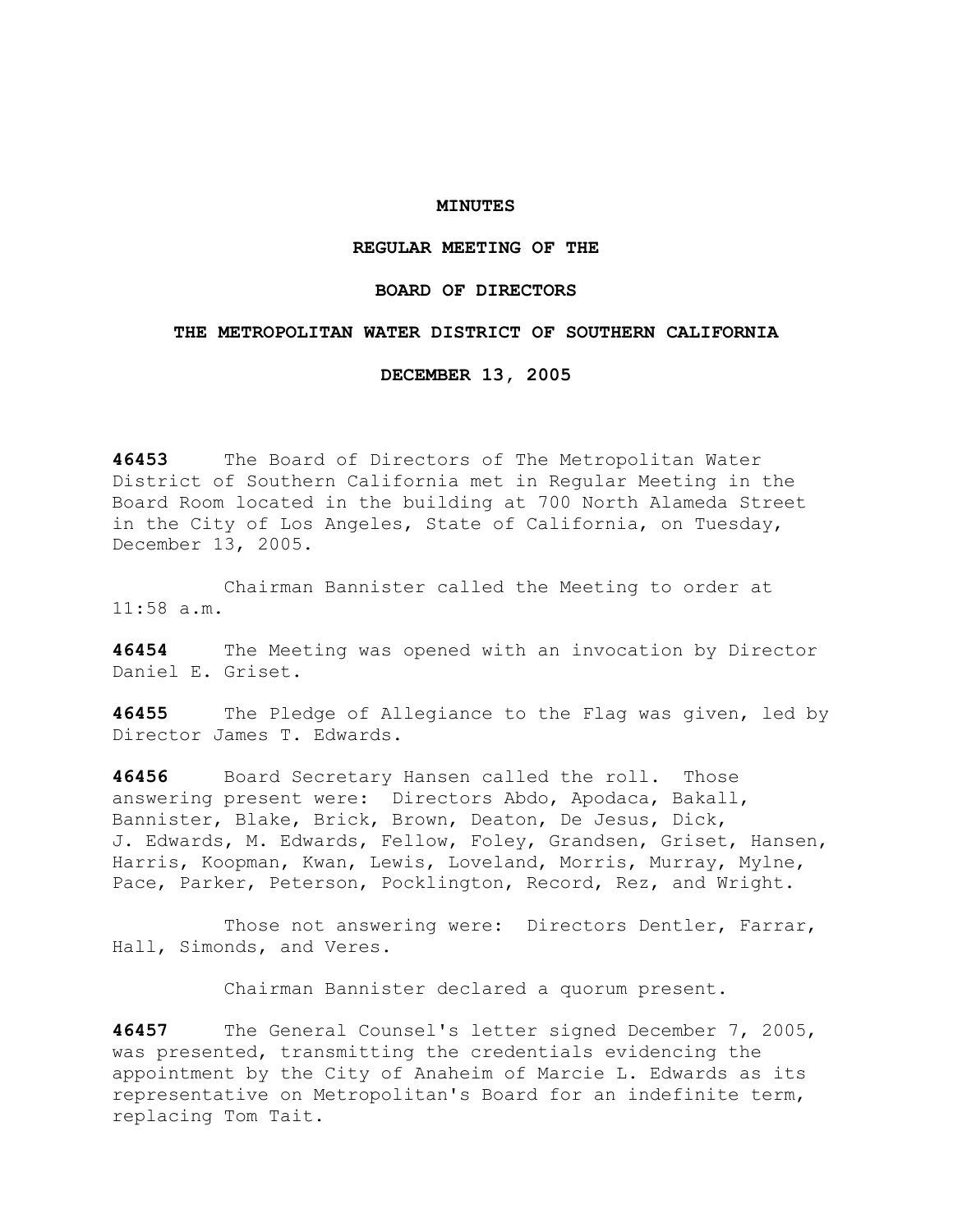# MINUTES

## REGULAR MEETING OF THE

## BOARD OF DIRECTORS

## THE METROPOLITAN WATER DISTRICT OF SOUTHERN CALIFORNIA

## DECEMBER 13, 2005

**46453** The Board of Directors of The Metropolitan Water District of Southern California met in Regular Meeting in the Board Room located in the building at 700 North Alameda Street in the City of Los Angeles, State of California, on Tuesday, December 13, 2005.

Chairman Bannister called the Meeting to order at 11:58 a.m.

**46454** The Meeting was opened with an invocation by Director Daniel E. Griset.

**46455** The Pledge of Allegiance to the Flag was given, led by Director James T. Edwards.

**46456** Board Secretary Hansen called the roll. Those answering present were: Directors Abdo, Apodaca, Bakall, Bannister, Blake, Brick, Brown, Deaton, De Jesus, Dick, J. Edwards, M. Edwards, Fellow, Foley, Grandsen, Griset, Hansen, Harris, Koopman, Kwan, Lewis, Loveland, Morris, Murray, Mylne, Pace, Parker, Peterson, Pocklington, Record, Rez, and Wright.

Those not answering were: Directors Dentler, Farrar, Hall, Simonds, and Veres.

Chairman Bannister declared a quorum present.

**46457** The General Counsel's letter signed December 7, 2005, was presented, transmitting the credentials evidencing the appointment by the City of Anaheim of Marcie L. Edwards as its representative on Metropolitan's Board for an indefinite term, replacing Tom Tait.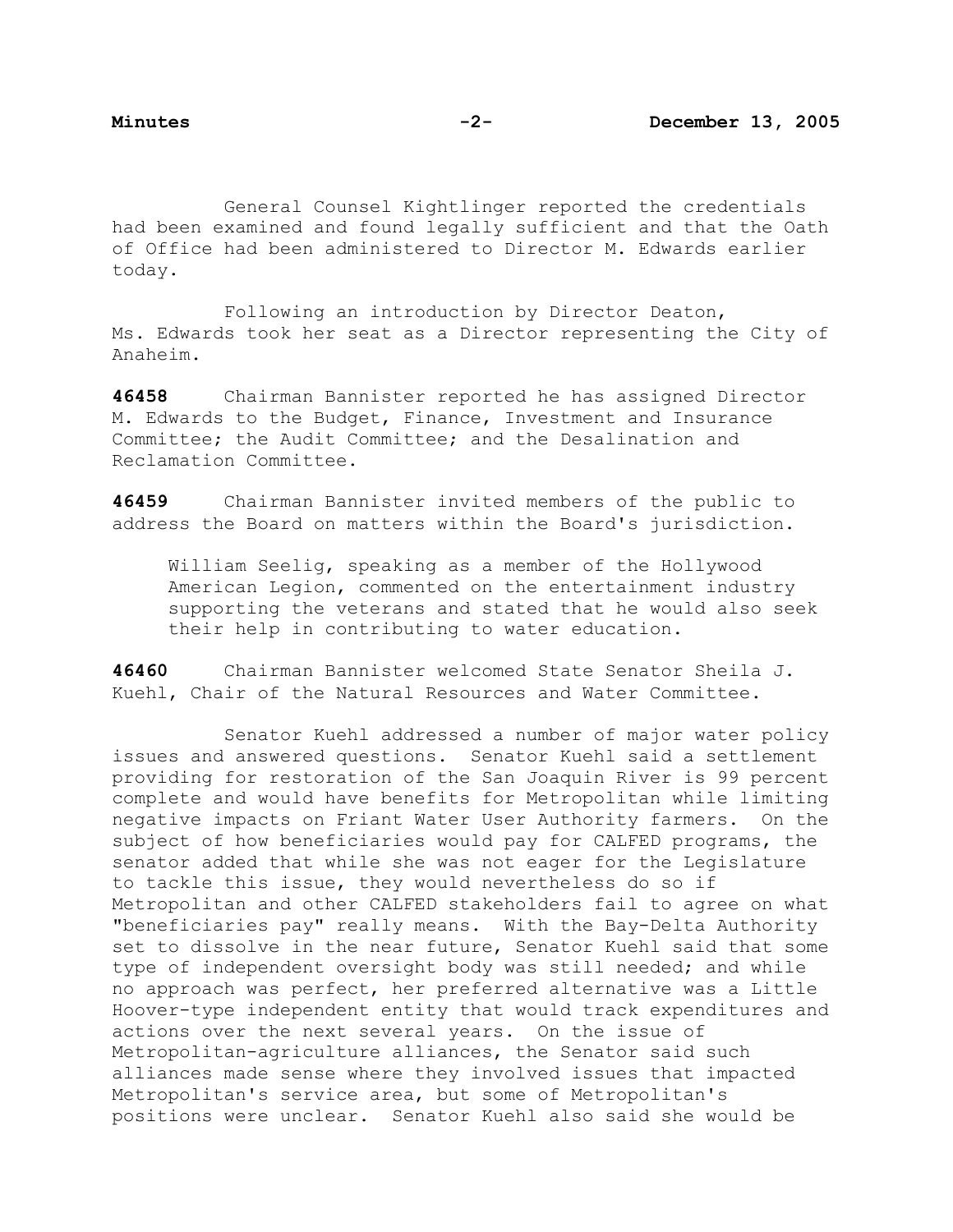General Counsel Kightlinger reported the credentials had been examined and found legally sufficient and that the Oath of Office had been administered to Director M. Edwards earlier today.

Following an introduction by Director Deaton, Ms. Edwards took her seat as a Director representing the City of Anaheim.

**46458** Chairman Bannister reported he has assigned Director M. Edwards to the Budget, Finance, Investment and Insurance Committee; the Audit Committee; and the Desalination and Reclamation Committee.

**46459** Chairman Bannister invited members of the public to address the Board on matters within the Board's jurisdiction.

> William Seelig, speaking as a member of the Hollywood American Legion, commented on the entertainment industry supporting the veterans and stated that he would also seek their help in contributing to water education.

**46460** Chairman Bannister welcomed State Senator Sheila J. Kuehl, Chair of the Natural Resources and Water Committee.

Senator Kuehl addressed a number of major water policy issues and answered questions. Senator Kuehl said a settlement providing for restoration of the San Joaquin River is 99 percent complete and would have benefits for Metropolitan while limiting negative impacts on Friant Water User Authority farmers. On the subject of how beneficiaries would pay for CALFED programs, the senator added that while she was not eager for the Legislature to tackle this issue, they would nevertheless do so if Metropolitan and other CALFED stakeholders fail to agree on what "beneficiaries pay" really means. With the Bay-Delta Authority set to dissolve in the near future, Senator Kuehl said that some type of independent oversight body was still needed; and while no approach was perfect, her preferred alternative was a Little Hoover-type independent entity that would track expenditures and actions over the next several years. On the issue of Metropolitan-agriculture alliances, the Senator said such alliances made sense where they involved issues that impacted Metropolitan's service area, but some of Metropolitan's positions were unclear. Senator Kuehl also said she would be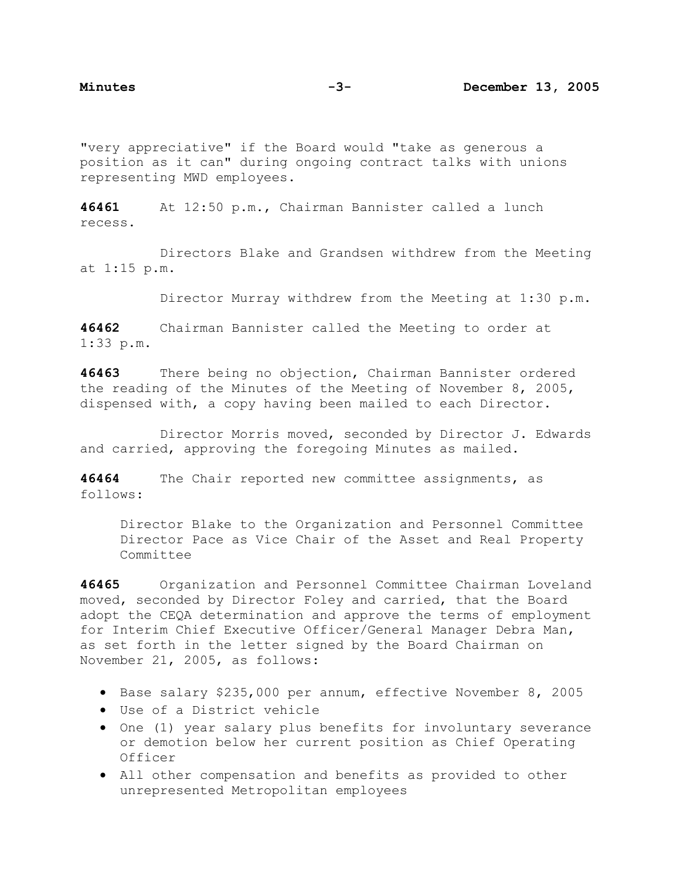"very appreciative" if the Board would "take as generous a position as it can" during ongoing contract talks with unions representing MWD employees.

**46461** At 12:50 p.m., Chairman Bannister called a lunch recess.

Directors Blake and Grandsen withdrew from the Meeting at 1:15 p.m.

Director Murray withdrew from the Meeting at 1:30 p.m.

**46462** Chairman Bannister called the Meeting to order at 1:33 p.m.

**46463** There being no objection, Chairman Bannister ordered the reading of the Minutes of the Meeting of November 8, 2005, dispensed with, a copy having been mailed to each Director.

Director Morris moved, seconded by Director J. Edwards and carried, approving the foregoing Minutes as mailed.

**46464** The Chair reported new committee assignments, as follows:

Director Blake to the Organization and Personnel Committee
Director Pace as Vice Chair of the Asset and Real Property Committee

**46465** Organization and Personnel Committee Chairman Loveland moved, seconded by Director Foley and carried, that the Board adopt the CEQA determination and approve the terms of employment for Interim Chief Executive Officer/General Manager Debra Man, as set forth in the letter signed by the Board Chairman on November 21, 2005, as follows:

- Base salary $235,000 per annum, effective November 8, 2005
- Use of a District vehicle
- One (1) year salary plus benefits for involuntary severance or demotion below her current position as Chief Operating Officer
- All other compensation and benefits as provided to other unrepresented Metropolitan employees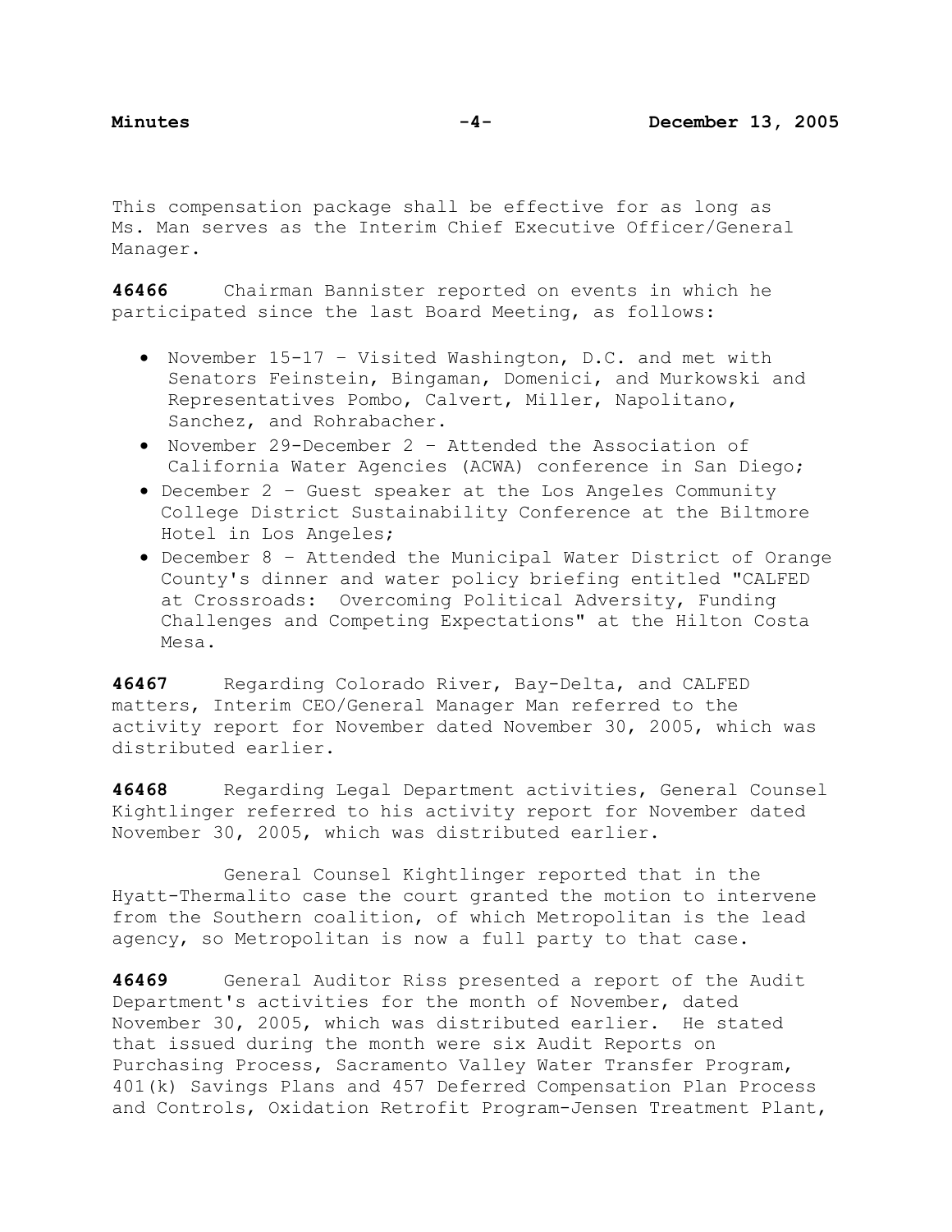This compensation package shall be effective for as long as Ms. Man serves as the Interim Chief Executive Officer/General Manager.

**46466** Chairman Bannister reported on events in which he participated since the last Board Meeting, as follows:

- November 15-17 – Visited Washington, D.C. and met with Senators Feinstein, Bingaman, Domenici, and Murkowski and Representatives Pombo, Calvert, Miller, Napolitano, Sanchez, and Rohrabacher.
- November 29-December 2 – Attended the Association of California Water Agencies (ACWA) conference in San Diego;
- December 2 – Guest speaker at the Los Angeles Community College District Sustainability Conference at the Biltmore Hotel in Los Angeles;
- December 8 – Attended the Municipal Water District of Orange County's dinner and water policy briefing entitled "CALFED at Crossroads: Overcoming Political Adversity, Funding Challenges and Competing Expectations" at the Hilton Costa Mesa.

**46467** Regarding Colorado River, Bay-Delta, and CALFED matters, Interim CEO/General Manager Man referred to the activity report for November dated November 30, 2005, which was distributed earlier.

**46468** Regarding Legal Department activities, General Counsel Kightlinger referred to his activity report for November dated November 30, 2005, which was distributed earlier.

General Counsel Kightlinger reported that in the Hyatt-Thermalito case the court granted the motion to intervene from the Southern coalition, of which Metropolitan is the lead agency, so Metropolitan is now a full party to that case.

**46469** General Auditor Riss presented a report of the Audit Department's activities for the month of November, dated November 30, 2005, which was distributed earlier. He stated that issued during the month were six Audit Reports on Purchasing Process, Sacramento Valley Water Transfer Program, 401(k) Savings Plans and 457 Deferred Compensation Plan Process and Controls, Oxidation Retrofit Program-Jensen Treatment Plant,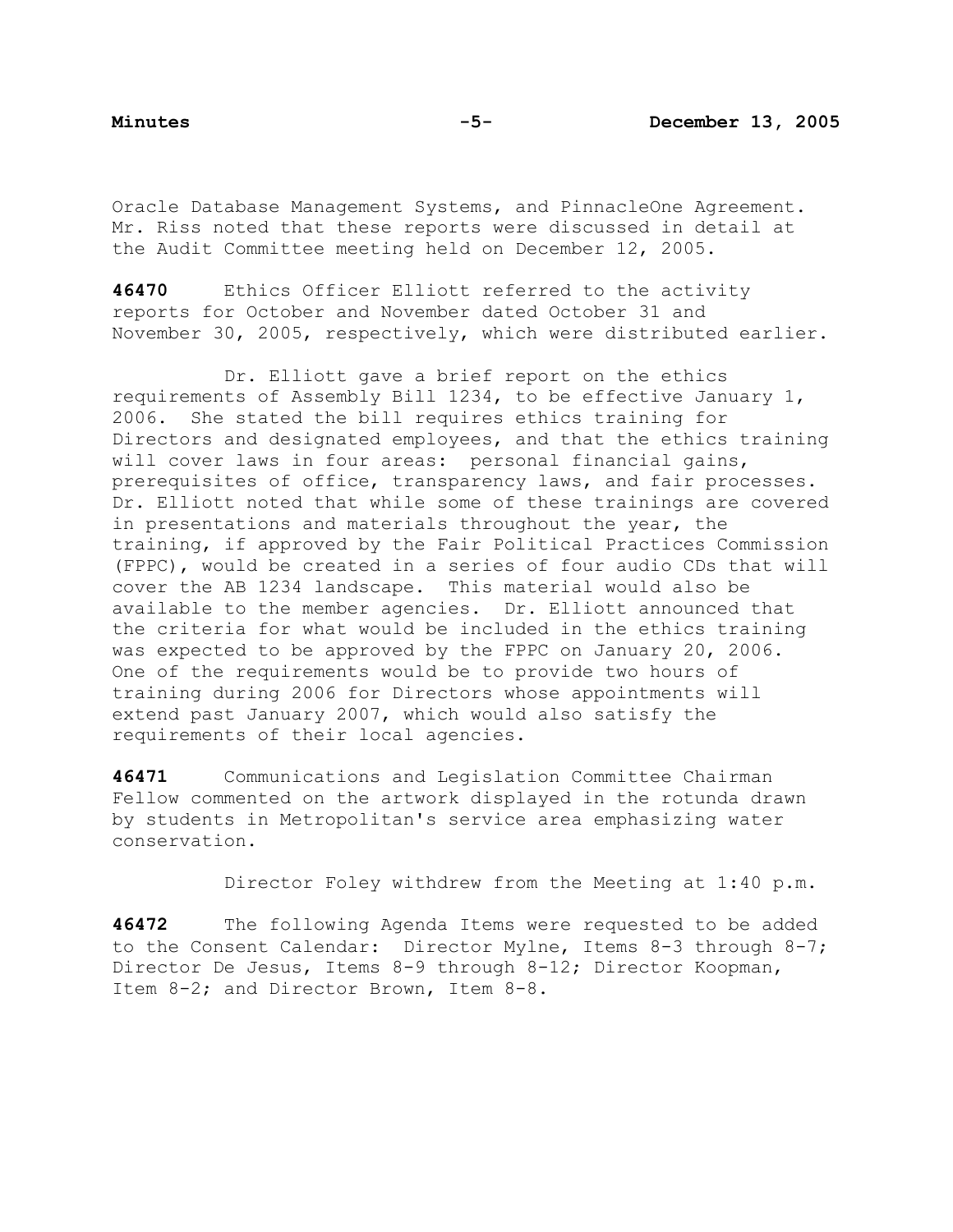Oracle Database Management Systems, and PinnacleOne Agreement. Mr. Riss noted that these reports were discussed in detail at the Audit Committee meeting held on December 12, 2005.

**46470** Ethics Officer Elliott referred to the activity reports for October and November dated October 31 and November 30, 2005, respectively, which were distributed earlier.

Dr. Elliott gave a brief report on the ethics requirements of Assembly Bill 1234, to be effective January 1, 2006. She stated the bill requires ethics training for Directors and designated employees, and that the ethics training will cover laws in four areas: personal financial gains, prerequisites of office, transparency laws, and fair processes. Dr. Elliott noted that while some of these trainings are covered in presentations and materials throughout the year, the training, if approved by the Fair Political Practices Commission (FPPC), would be created in a series of four audio CDs that will cover the AB 1234 landscape. This material would also be available to the member agencies. Dr. Elliott announced that the criteria for what would be included in the ethics training was expected to be approved by the FPPC on January 20, 2006. One of the requirements would be to provide two hours of training during 2006 for Directors whose appointments will extend past January 2007, which would also satisfy the requirements of their local agencies.

**46471** Communications and Legislation Committee Chairman Fellow commented on the artwork displayed in the rotunda drawn by students in Metropolitan's service area emphasizing water conservation.

Director Foley withdrew from the Meeting at 1:40 p.m.

**46472** The following Agenda Items were requested to be added to the Consent Calendar: Director Mylne, Items 8-3 through 8-7; Director De Jesus, Items 8-9 through 8-12; Director Koopman, Item 8-2; and Director Brown, Item 8-8.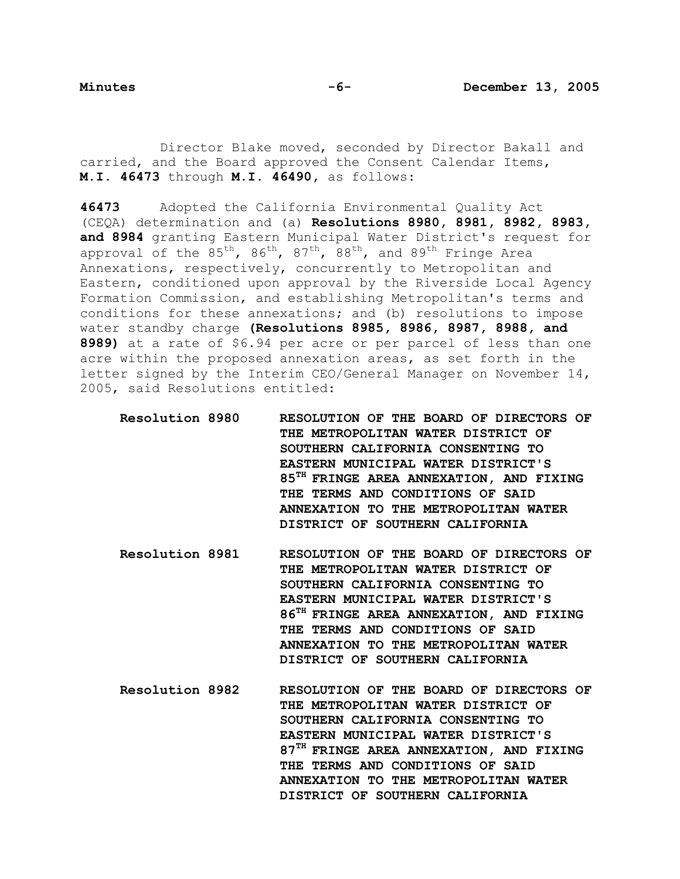Director Blake moved, seconded by Director Bakall and carried, and the Board approved the Consent Calendar Items, **M.I. 46473** through **M.I. 46490**, as follows:

**46473** Adopted the California Environmental Quality Act (CEQA) determination and (a) **Resolutions 8980, 8981, 8982, 8983, and 8984** granting Eastern Municipal Water District's request for approval of the 85th, 86th, 87th, 88th, and 89th Fringe Area Annexations, respectively, concurrently to Metropolitan and Eastern, conditioned upon approval by the Riverside Local Agency Formation Commission, and establishing Metropolitan's terms and conditions for these annexations; and (b) resolutions to impose water standby charge **(Resolutions 8985, 8986, 8987, 8988, and 8989)** at a rate of $6.94 per acre or per parcel of less than one acre within the proposed annexation areas, as set forth in the letter signed by the Interim CEO/General Manager on November 14, 2005, said Resolutions entitled:

**Resolution 8980** **RESOLUTION OF THE BOARD OF DIRECTORS OF THE METROPOLITAN WATER DISTRICT OF SOUTHERN CALIFORNIA CONSENTING TO EASTERN MUNICIPAL WATER DISTRICT'S 85TH FRINGE AREA ANNEXATION, AND FIXING THE TERMS AND CONDITIONS OF SAID ANNEXATION TO THE METROPOLITAN WATER DISTRICT OF SOUTHERN CALIFORNIA**

**Resolution 8981** **RESOLUTION OF THE BOARD OF DIRECTORS OF THE METROPOLITAN WATER DISTRICT OF SOUTHERN CALIFORNIA CONSENTING TO EASTERN MUNICIPAL WATER DISTRICT'S 86TH FRINGE AREA ANNEXATION, AND FIXING THE TERMS AND CONDITIONS OF SAID ANNEXATION TO THE METROPOLITAN WATER DISTRICT OF SOUTHERN CALIFORNIA**

**Resolution 8982** **RESOLUTION OF THE BOARD OF DIRECTORS OF THE METROPOLITAN WATER DISTRICT OF SOUTHERN CALIFORNIA CONSENTING TO EASTERN MUNICIPAL WATER DISTRICT'S 87TH FRINGE AREA ANNEXATION, AND FIXING THE TERMS AND CONDITIONS OF SAID ANNEXATION TO THE METROPOLITAN WATER DISTRICT OF SOUTHERN CALIFORNIA**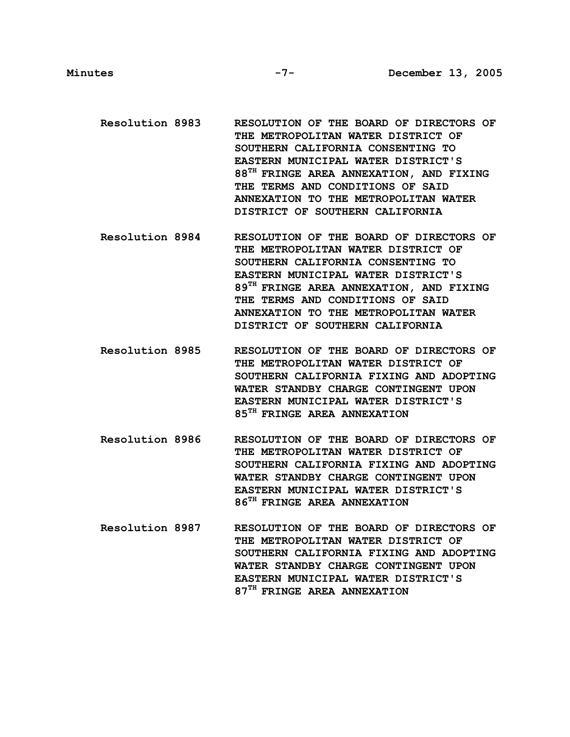**Resolution 8983** RESOLUTION OF THE BOARD OF DIRECTORS OF THE METROPOLITAN WATER DISTRICT OF SOUTHERN CALIFORNIA CONSENTING TO EASTERN MUNICIPAL WATER DISTRICT'S 88$^{TH}$ FRINGE AREA ANNEXATION, AND FIXING THE TERMS AND CONDITIONS OF SAID ANNEXATION TO THE METROPOLITAN WATER DISTRICT OF SOUTHERN CALIFORNIA

**Resolution 8984** RESOLUTION OF THE BOARD OF DIRECTORS OF THE METROPOLITAN WATER DISTRICT OF SOUTHERN CALIFORNIA CONSENTING TO EASTERN MUNICIPAL WATER DISTRICT'S 89$^{TH}$ FRINGE AREA ANNEXATION, AND FIXING THE TERMS AND CONDITIONS OF SAID ANNEXATION TO THE METROPOLITAN WATER DISTRICT OF SOUTHERN CALIFORNIA

**Resolution 8985** RESOLUTION OF THE BOARD OF DIRECTORS OF THE METROPOLITAN WATER DISTRICT OF SOUTHERN CALIFORNIA FIXING AND ADOPTING WATER STANDBY CHARGE CONTINGENT UPON EASTERN MUNICIPAL WATER DISTRICT'S 85$^{TH}$ FRINGE AREA ANNEXATION

**Resolution 8986** RESOLUTION OF THE BOARD OF DIRECTORS OF THE METROPOLITAN WATER DISTRICT OF SOUTHERN CALIFORNIA FIXING AND ADOPTING WATER STANDBY CHARGE CONTINGENT UPON EASTERN MUNICIPAL WATER DISTRICT'S 86$^{TH}$ FRINGE AREA ANNEXATION

**Resolution 8987** RESOLUTION OF THE BOARD OF DIRECTORS OF THE METROPOLITAN WATER DISTRICT OF SOUTHERN CALIFORNIA FIXING AND ADOPTING WATER STANDBY CHARGE CONTINGENT UPON EASTERN MUNICIPAL WATER DISTRICT'S 87$^{TH}$ FRINGE AREA ANNEXATION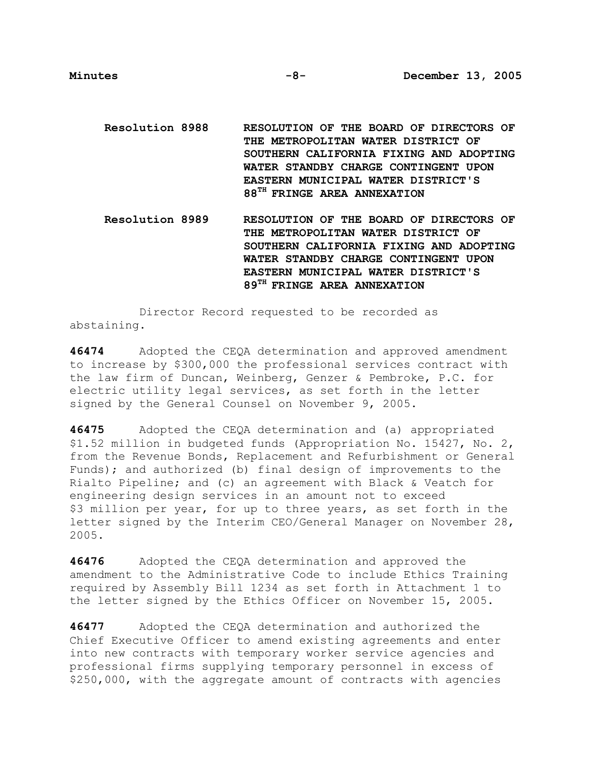**Resolution 8988** **RESOLUTION OF THE BOARD OF DIRECTORS OF THE METROPOLITAN WATER DISTRICT OF SOUTHERN CALIFORNIA FIXING AND ADOPTING WATER STANDBY CHARGE CONTINGENT UPON EASTERN MUNICIPAL WATER DISTRICT'S 88$^{TH}$ FRINGE AREA ANNEXATION**

**Resolution 8989** **RESOLUTION OF THE BOARD OF DIRECTORS OF THE METROPOLITAN WATER DISTRICT OF SOUTHERN CALIFORNIA FIXING AND ADOPTING WATER STANDBY CHARGE CONTINGENT UPON EASTERN MUNICIPAL WATER DISTRICT'S 89$^{TH}$ FRINGE AREA ANNEXATION**

Director Record requested to be recorded as abstaining.

**46474** Adopted the CEQA determination and approved amendment to increase by $300,000 the professional services contract with the law firm of Duncan, Weinberg, Genzer & Pembroke, P.C. for electric utility legal services, as set forth in the letter signed by the General Counsel on November 9, 2005.

**46475** Adopted the CEQA determination and (a) appropriated $1.52 million in budgeted funds (Appropriation No. 15427, No. 2, from the Revenue Bonds, Replacement and Refurbishment or General Funds); and authorized (b) final design of improvements to the Rialto Pipeline; and (c) an agreement with Black & Veatch for engineering design services in an amount not to exceed $3 million per year, for up to three years, as set forth in the letter signed by the Interim CEO/General Manager on November 28, 2005.

**46476** Adopted the CEQA determination and approved the amendment to the Administrative Code to include Ethics Training required by Assembly Bill 1234 as set forth in Attachment 1 to the letter signed by the Ethics Officer on November 15, 2005.

**46477** Adopted the CEQA determination and authorized the Chief Executive Officer to amend existing agreements and enter into new contracts with temporary worker service agencies and professional firms supplying temporary personnel in excess of $250,000, with the aggregate amount of contracts with agencies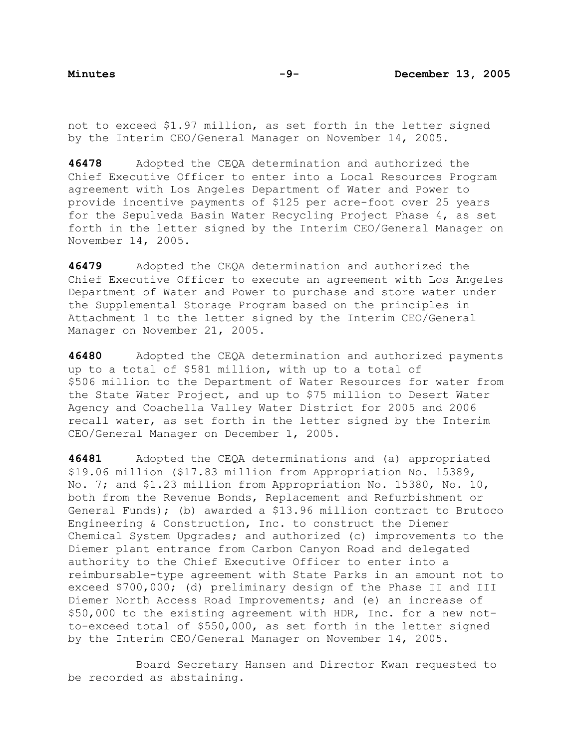not to exceed $1.97 million, as set forth in the letter signed by the Interim CEO/General Manager on November 14, 2005.

**46478** Adopted the CEQA determination and authorized the Chief Executive Officer to enter into a Local Resources Program agreement with Los Angeles Department of Water and Power to provide incentive payments of $125 per acre-foot over 25 years for the Sepulveda Basin Water Recycling Project Phase 4, as set forth in the letter signed by the Interim CEO/General Manager on November 14, 2005.

**46479** Adopted the CEQA determination and authorized the Chief Executive Officer to execute an agreement with Los Angeles Department of Water and Power to purchase and store water under the Supplemental Storage Program based on the principles in Attachment 1 to the letter signed by the Interim CEO/General Manager on November 21, 2005.

**46480** Adopted the CEQA determination and authorized payments up to a total of $581 million, with up to a total of $506 million to the Department of Water Resources for water from the State Water Project, and up to $75 million to Desert Water Agency and Coachella Valley Water District for 2005 and 2006 recall water, as set forth in the letter signed by the Interim CEO/General Manager on December 1, 2005.

**46481** Adopted the CEQA determinations and (a) appropriated $19.06 million ($17.83 million from Appropriation No. 15389, No. 7; and $1.23 million from Appropriation No. 15380, No. 10, both from the Revenue Bonds, Replacement and Refurbishment or General Funds); (b) awarded a $13.96 million contract to Brutoco Engineering & Construction, Inc. to construct the Diemer Chemical System Upgrades; and authorized (c) improvements to the Diemer plant entrance from Carbon Canyon Road and delegated authority to the Chief Executive Officer to enter into a reimbursable-type agreement with State Parks in an amount not to exceed $700,000; (d) preliminary design of the Phase II and III Diemer North Access Road Improvements; and (e) an increase of $50,000 to the existing agreement with HDR, Inc. for a new not-to-exceed total of $550,000, as set forth in the letter signed by the Interim CEO/General Manager on November 14, 2005.

Board Secretary Hansen and Director Kwan requested to be recorded as abstaining.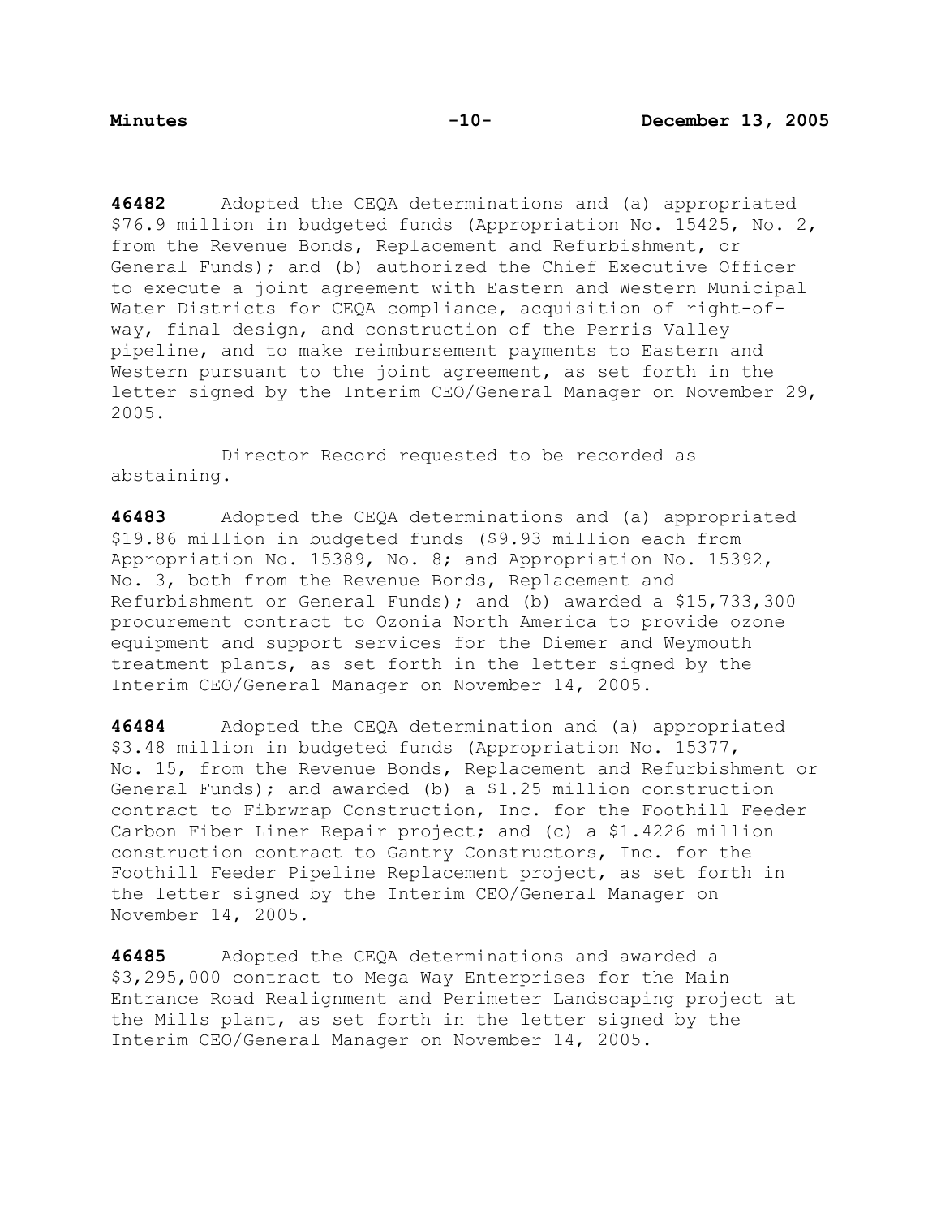**46482** Adopted the CEQA determinations and (a) appropriated $76.9 million in budgeted funds (Appropriation No. 15425, No. 2, from the Revenue Bonds, Replacement and Refurbishment, or General Funds); and (b) authorized the Chief Executive Officer to execute a joint agreement with Eastern and Western Municipal Water Districts for CEQA compliance, acquisition of right-of-way, final design, and construction of the Perris Valley pipeline, and to make reimbursement payments to Eastern and Western pursuant to the joint agreement, as set forth in the letter signed by the Interim CEO/General Manager on November 29, 2005.

Director Record requested to be recorded as abstaining.

**46483** Adopted the CEQA determinations and (a) appropriated $19.86 million in budgeted funds ($9.93 million each from Appropriation No. 15389, No. 8; and Appropriation No. 15392, No. 3, both from the Revenue Bonds, Replacement and Refurbishment or General Funds); and (b) awarded a $15,733,300 procurement contract to Ozonia North America to provide ozone equipment and support services for the Diemer and Weymouth treatment plants, as set forth in the letter signed by the Interim CEO/General Manager on November 14, 2005.

**46484** Adopted the CEQA determination and (a) appropriated $3.48 million in budgeted funds (Appropriation No. 15377, No. 15, from the Revenue Bonds, Replacement and Refurbishment or General Funds); and awarded (b) a $1.25 million construction contract to Fibrwrap Construction, Inc. for the Foothill Feeder Carbon Fiber Liner Repair project; and (c) a $1.4226 million construction contract to Gantry Constructors, Inc. for the Foothill Feeder Pipeline Replacement project, as set forth in the letter signed by the Interim CEO/General Manager on November 14, 2005.

**46485** Adopted the CEQA determinations and awarded a $3,295,000 contract to Mega Way Enterprises for the Main Entrance Road Realignment and Perimeter Landscaping project at the Mills plant, as set forth in the letter signed by the Interim CEO/General Manager on November 14, 2005.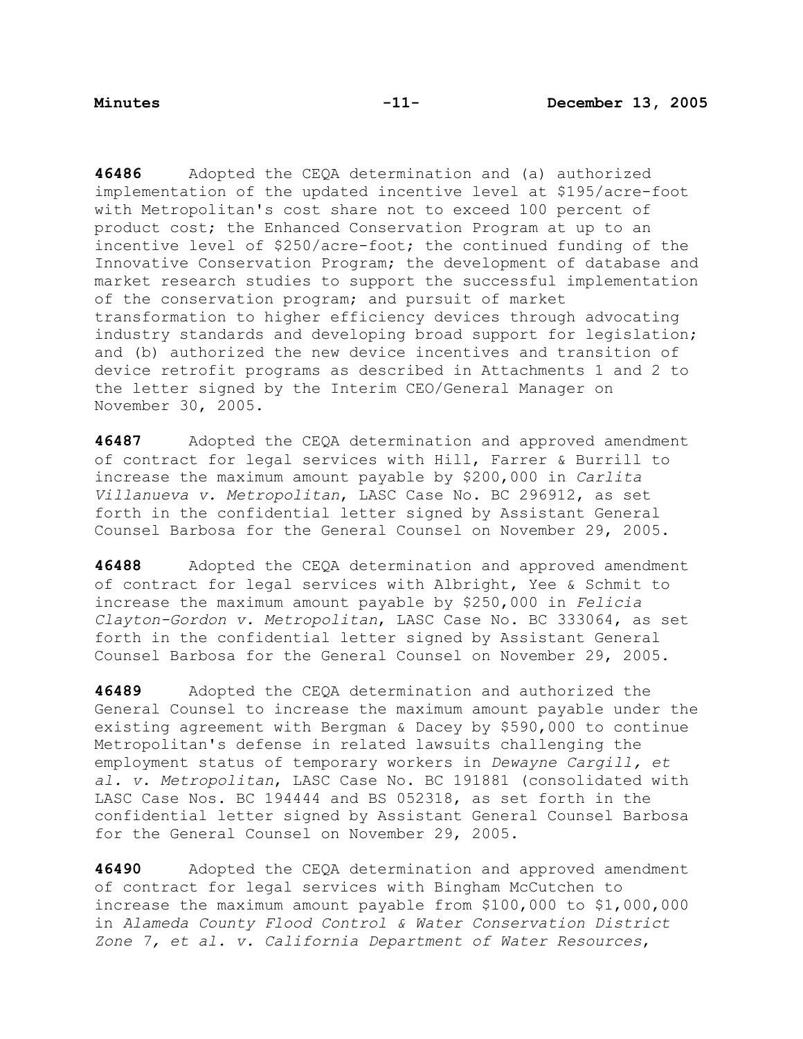**46486** Adopted the CEQA determination and (a) authorized implementation of the updated incentive level at $195/acre-foot with Metropolitan's cost share not to exceed 100 percent of product cost; the Enhanced Conservation Program at up to an incentive level of $250/acre-foot; the continued funding of the Innovative Conservation Program; the development of database and market research studies to support the successful implementation of the conservation program; and pursuit of market transformation to higher efficiency devices through advocating industry standards and developing broad support for legislation; and (b) authorized the new device incentives and transition of device retrofit programs as described in Attachments 1 and 2 to the letter signed by the Interim CEO/General Manager on November 30, 2005.

**46487** Adopted the CEQA determination and approved amendment of contract for legal services with Hill, Farrer & Burrill to increase the maximum amount payable by $200,000 in *Carlita Villanueva v. Metropolitan*, LASC Case No. BC 296912, as set forth in the confidential letter signed by Assistant General Counsel Barbosa for the General Counsel on November 29, 2005.

**46488** Adopted the CEQA determination and approved amendment of contract for legal services with Albright, Yee & Schmit to increase the maximum amount payable by $250,000 in *Felicia Clayton-Gordon v. Metropolitan*, LASC Case No. BC 333064, as set forth in the confidential letter signed by Assistant General Counsel Barbosa for the General Counsel on November 29, 2005.

**46489** Adopted the CEQA determination and authorized the General Counsel to increase the maximum amount payable under the existing agreement with Bergman & Dacey by $590,000 to continue Metropolitan's defense in related lawsuits challenging the employment status of temporary workers in *Dewayne Cargill, et al. v. Metropolitan*, LASC Case No. BC 191881 (consolidated with LASC Case Nos. BC 194444 and BS 052318, as set forth in the confidential letter signed by Assistant General Counsel Barbosa for the General Counsel on November 29, 2005.

**46490** Adopted the CEQA determination and approved amendment of contract for legal services with Bingham McCutchen to increase the maximum amount payable from $100,000 to $1,000,000 in *Alameda County Flood Control & Water Conservation District Zone 7, et al. v. California Department of Water Resources*,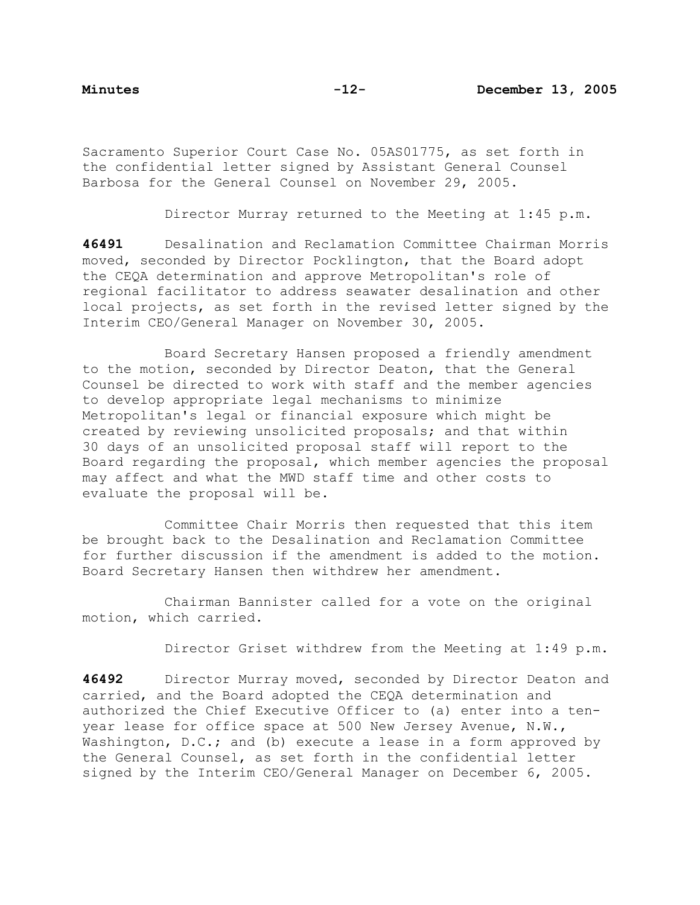Sacramento Superior Court Case No. 05AS01775, as set forth in the confidential letter signed by Assistant General Counsel Barbosa for the General Counsel on November 29, 2005.

Director Murray returned to the Meeting at 1:45 p.m.

**46491** Desalination and Reclamation Committee Chairman Morris moved, seconded by Director Pocklington, that the Board adopt the CEQA determination and approve Metropolitan's role of regional facilitator to address seawater desalination and other local projects, as set forth in the revised letter signed by the Interim CEO/General Manager on November 30, 2005.

Board Secretary Hansen proposed a friendly amendment to the motion, seconded by Director Deaton, that the General Counsel be directed to work with staff and the member agencies to develop appropriate legal mechanisms to minimize Metropolitan's legal or financial exposure which might be created by reviewing unsolicited proposals; and that within 30 days of an unsolicited proposal staff will report to the Board regarding the proposal, which member agencies the proposal may affect and what the MWD staff time and other costs to evaluate the proposal will be.

Committee Chair Morris then requested that this item be brought back to the Desalination and Reclamation Committee for further discussion if the amendment is added to the motion. Board Secretary Hansen then withdrew her amendment.

Chairman Bannister called for a vote on the original motion, which carried.

Director Griset withdrew from the Meeting at 1:49 p.m.

**46492** Director Murray moved, seconded by Director Deaton and carried, and the Board adopted the CEQA determination and authorized the Chief Executive Officer to (a) enter into a ten-year lease for office space at 500 New Jersey Avenue, N.W., Washington, D.C.; and (b) execute a lease in a form approved by the General Counsel, as set forth in the confidential letter signed by the Interim CEO/General Manager on December 6, 2005.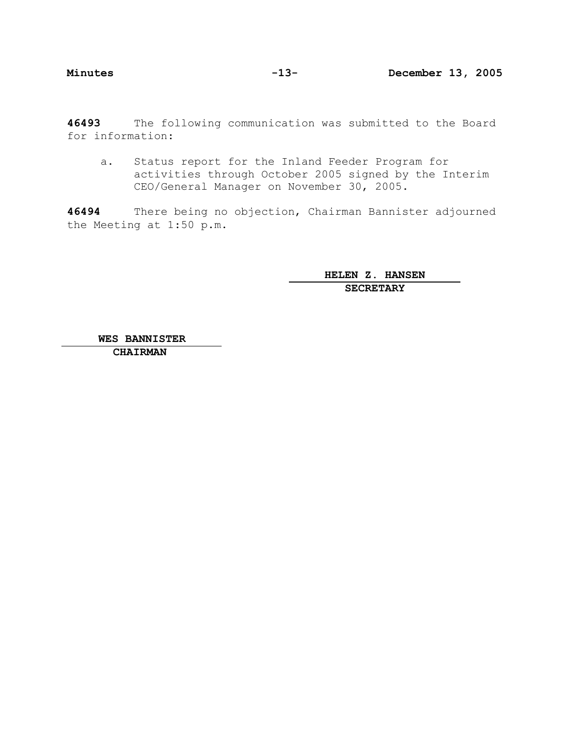**46493** The following communication was submitted to the Board for information:

a. Status report for the Inland Feeder Program for activities through October 2005 signed by the Interim CEO/General Manager on November 30, 2005.

**46494** There being no objection, Chairman Bannister adjourned the Meeting at 1:50 p.m.

**HELEN Z. HANSEN**
**SECRETARY**

**WES BANNISTER**
**CHAIRMAN**